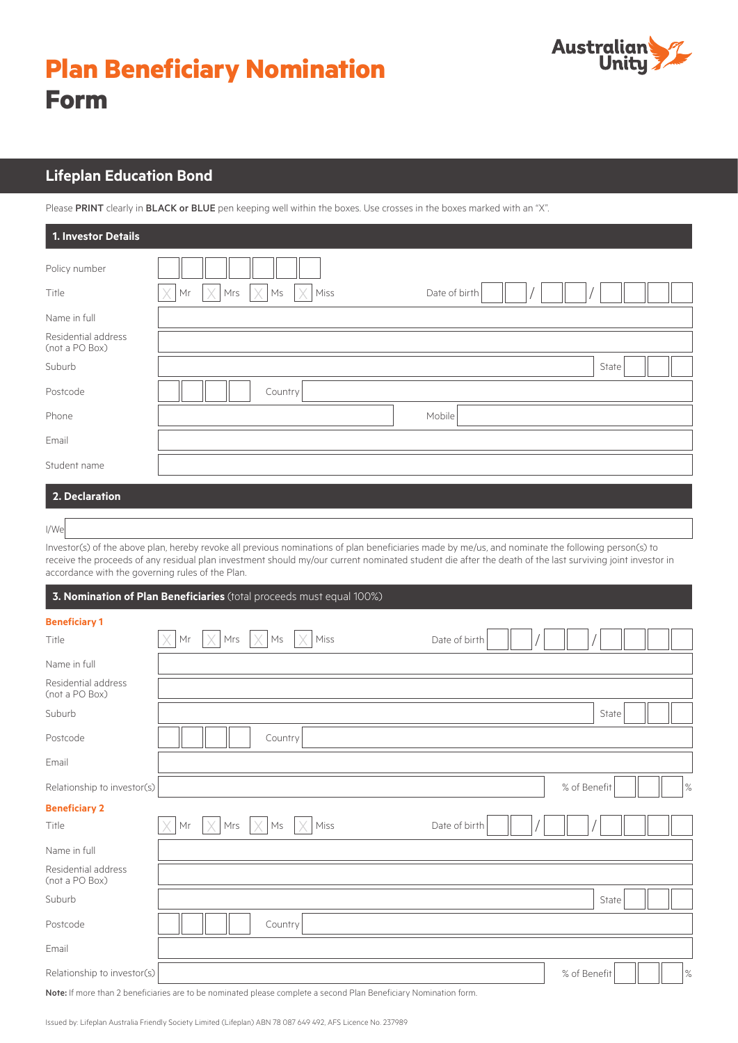# Plan Beneficiary Nomination Form

Australian Unity

## Lifeplan Education Bond

Please **PRINT** clearly in **BLACK or BLUE** pen keeping well within the boxes. Use crosses in the boxes marked with an "X".

### 1. Investor Details

Policy number

Title ☐ Mr ☐ Mrs ☐ Ms ☐ Miss Date of birth __ __ / __ __ / __ __ __ __

Name in full

Residential address (not a PO Box)

Suburb State

Postcode Country

Phone Mobile

Email

Student name

### 2. Declaration

I/We

Investor(s) of the above plan, hereby revoke all previous nominations of plan beneficiaries made by me/us, and nominate the following person(s) to receive the proceeds of any residual plan investment should my/our current nominated student die after the death of the last surviving joint investor in accordance with the governing rules of the Plan.

### 3. Nomination of Plan Beneficiaries (total proceeds must equal 100%)

**Beneficiary 1**

Title ☐ Mr ☐ Mrs ☐ Ms ☐ Miss Date of birth __ __ / __ __ / __ __ __ __

Name in full

Residential address (not a PO Box)

Suburb State

Postcode Country

Email

Relationship to investor(s) % of Benefit %

**Beneficiary 2**

Title ☐ Mr ☐ Mrs ☐ Ms ☐ Miss Date of birth __ __ / __ __ / __ __ __ __

Name in full

Residential address (not a PO Box)

Suburb State

Postcode Country

Email

Relationship to investor(s) % of Benefit %

**Note:** If more than 2 beneficiaries are to be nominated please complete a second Plan Beneficiary Nomination form.

Issued by: Lifeplan Australia Friendly Society Limited (Lifeplan) ABN 78 087 649 492, AFS Licence No. 237989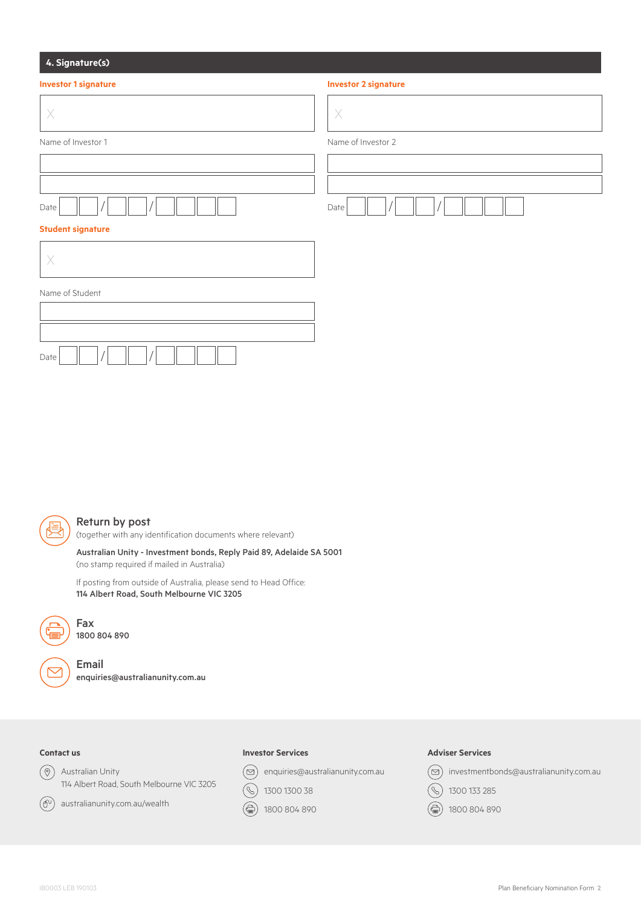## 4. Signature(s)

**Investor 1 signature**

X

Name of Investor 1

Date ___ ___ / ___ ___ / ___ ___ ___ ___

**Investor 2 signature**

X

Name of Investor 2

Date ___ ___ / ___ ___ / ___ ___ ___ ___

**Student signature**

X

Name of Student

Date ___ ___ / ___ ___ / ___ ___ ___ ___

### Return by post

(together with any identification documents where relevant)

**Australian Unity - Investment bonds, Reply Paid 89, Adelaide SA 5001**
(no stamp required if mailed in Australia)

If posting from outside of Australia, please send to Head Office:
**114 Albert Road, South Melbourne VIC 3205**

### Fax

**1800 804 890**

### Email

**enquiries@australianunity.com.au**

**Contact us**

Australian Unity
114 Albert Road, South Melbourne VIC 3205

australianunity.com.au/wealth

**Investor Services**

enquiries@australianunity.com.au

1300 1300 38

1800 804 890

**Adviser Services**

investmentbonds@australianunity.com.au

1300 133 285

1800 804 890

IB0003 LEB 190103